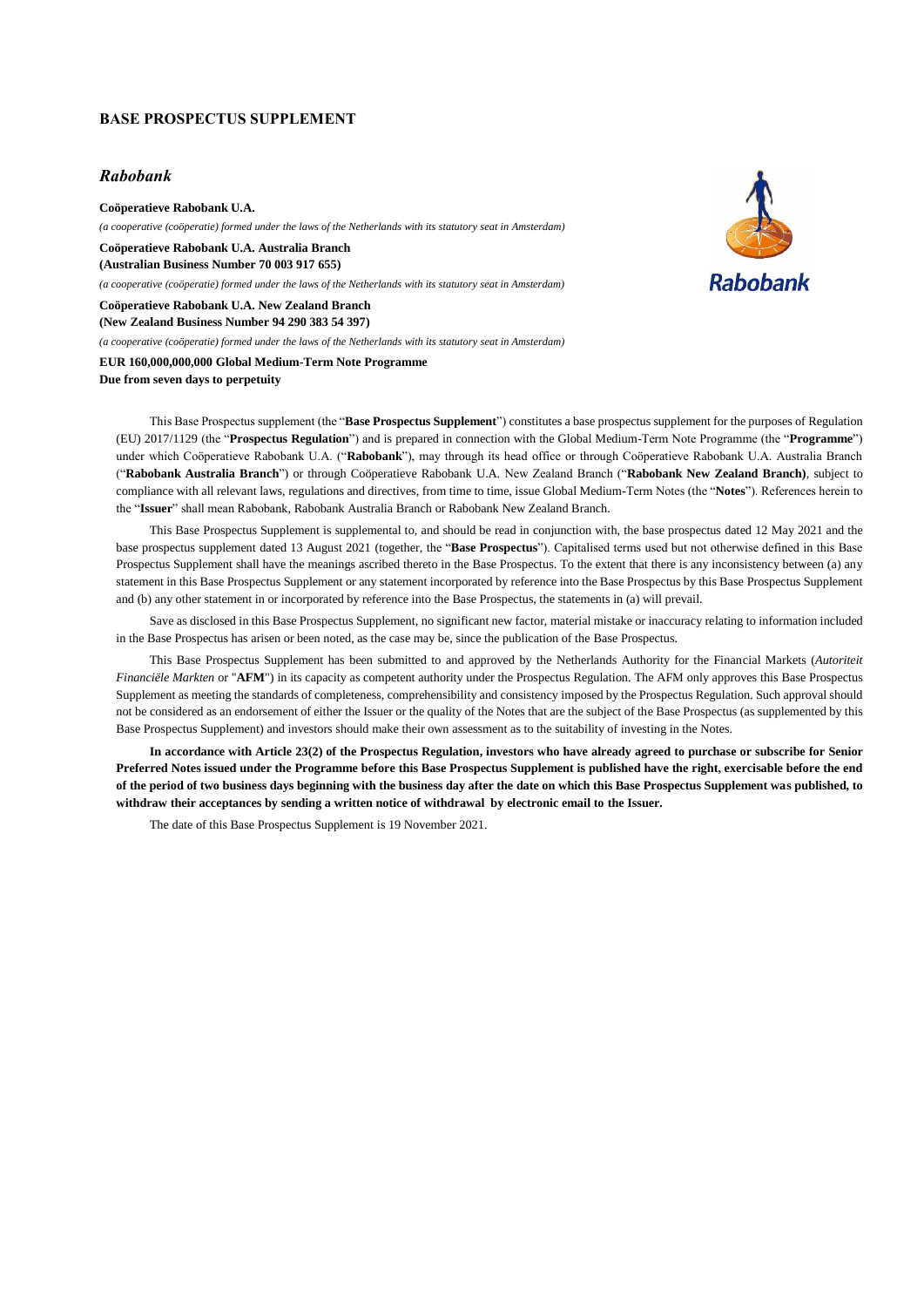# BASE PROSPECTUS SUPPLEMENT

## *Rabobank*

**Coöperatieve Rabobank U.A.**

*(a cooperative (coöperatie) formed under the laws of the Netherlands with its statutory seat in Amsterdam)*

**Coöperatieve Rabobank U.A. Australia Branch**
**(Australian Business Number 70 003 917 655)**

*(a cooperative (coöperatie) formed under the laws of the Netherlands with its statutory seat in Amsterdam)*

**Coöperatieve Rabobank U.A. New Zealand Branch**
**(New Zealand Business Number 94 290 383 54 397)**

*(a cooperative (coöperatie) formed under the laws of the Netherlands with its statutory seat in Amsterdam)*

**EUR 160,000,000,000 Global Medium-Term Note Programme**
**Due from seven days to perpetuity**

This Base Prospectus supplement (the "**Base Prospectus Supplement**") constitutes a base prospectus supplement for the purposes of Regulation (EU) 2017/1129 (the "**Prospectus Regulation**") and is prepared in connection with the Global Medium-Term Note Programme (the "**Programme**") under which Coöperatieve Rabobank U.A. ("**Rabobank**"), may through its head office or through Coöperatieve Rabobank U.A. Australia Branch ("**Rabobank Australia Branch**") or through Coöperatieve Rabobank U.A. New Zealand Branch ("**Rabobank New Zealand Branch)**, subject to compliance with all relevant laws, regulations and directives, from time to time, issue Global Medium-Term Notes (the "**Notes**"). References herein to the "**Issuer**" shall mean Rabobank, Rabobank Australia Branch or Rabobank New Zealand Branch.

This Base Prospectus Supplement is supplemental to, and should be read in conjunction with, the base prospectus dated 12 May 2021 and the base prospectus supplement dated 13 August 2021 (together, the "**Base Prospectus**"). Capitalised terms used but not otherwise defined in this Base Prospectus Supplement shall have the meanings ascribed thereto in the Base Prospectus. To the extent that there is any inconsistency between (a) any statement in this Base Prospectus Supplement or any statement incorporated by reference into the Base Prospectus by this Base Prospectus Supplement and (b) any other statement in or incorporated by reference into the Base Prospectus, the statements in (a) will prevail.

Save as disclosed in this Base Prospectus Supplement, no significant new factor, material mistake or inaccuracy relating to information included in the Base Prospectus has arisen or been noted, as the case may be, since the publication of the Base Prospectus.

This Base Prospectus Supplement has been submitted to and approved by the Netherlands Authority for the Financial Markets (*Autoriteit Financiële Markten* or "**AFM**") in its capacity as competent authority under the Prospectus Regulation. The AFM only approves this Base Prospectus Supplement as meeting the standards of completeness, comprehensibility and consistency imposed by the Prospectus Regulation. Such approval should not be considered as an endorsement of either the Issuer or the quality of the Notes that are the subject of the Base Prospectus (as supplemented by this Base Prospectus Supplement) and investors should make their own assessment as to the suitability of investing in the Notes.

**In accordance with Article 23(2) of the Prospectus Regulation, investors who have already agreed to purchase or subscribe for Senior Preferred Notes issued under the Programme before this Base Prospectus Supplement is published have the right, exercisable before the end of the period of two business days beginning with the business day after the date on which this Base Prospectus Supplement was published, to withdraw their acceptances by sending a written notice of withdrawal by electronic email to the Issuer.**

The date of this Base Prospectus Supplement is 19 November 2021.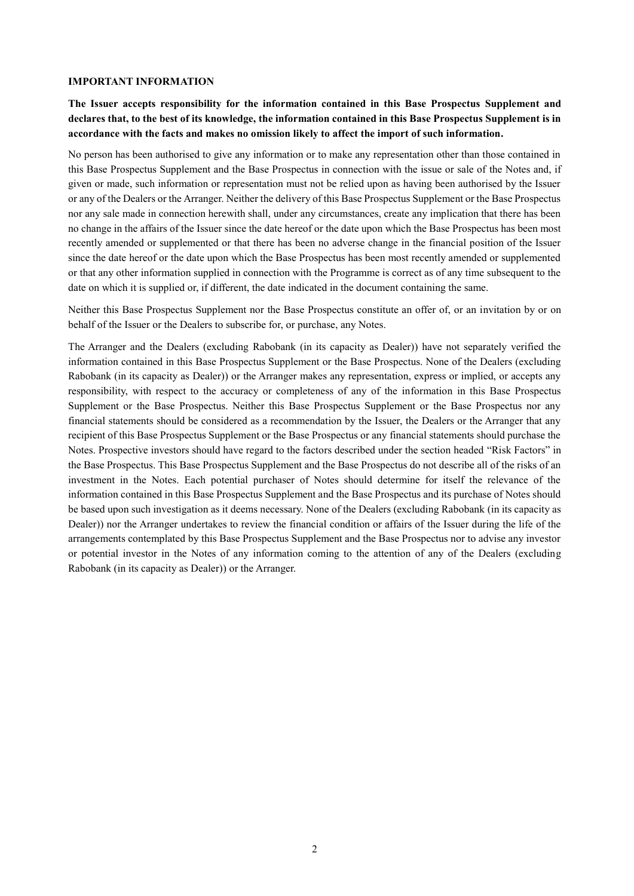## IMPORTANT INFORMATION

**The Issuer accepts responsibility for the information contained in this Base Prospectus Supplement and declares that, to the best of its knowledge, the information contained in this Base Prospectus Supplement is in accordance with the facts and makes no omission likely to affect the import of such information.**

No person has been authorised to give any information or to make any representation other than those contained in this Base Prospectus Supplement and the Base Prospectus in connection with the issue or sale of the Notes and, if given or made, such information or representation must not be relied upon as having been authorised by the Issuer or any of the Dealers or the Arranger. Neither the delivery of this Base Prospectus Supplement or the Base Prospectus nor any sale made in connection herewith shall, under any circumstances, create any implication that there has been no change in the affairs of the Issuer since the date hereof or the date upon which the Base Prospectus has been most recently amended or supplemented or that there has been no adverse change in the financial position of the Issuer since the date hereof or the date upon which the Base Prospectus has been most recently amended or supplemented or that any other information supplied in connection with the Programme is correct as of any time subsequent to the date on which it is supplied or, if different, the date indicated in the document containing the same.

Neither this Base Prospectus Supplement nor the Base Prospectus constitute an offer of, or an invitation by or on behalf of the Issuer or the Dealers to subscribe for, or purchase, any Notes.

The Arranger and the Dealers (excluding Rabobank (in its capacity as Dealer)) have not separately verified the information contained in this Base Prospectus Supplement or the Base Prospectus. None of the Dealers (excluding Rabobank (in its capacity as Dealer)) or the Arranger makes any representation, express or implied, or accepts any responsibility, with respect to the accuracy or completeness of any of the information in this Base Prospectus Supplement or the Base Prospectus. Neither this Base Prospectus Supplement or the Base Prospectus nor any financial statements should be considered as a recommendation by the Issuer, the Dealers or the Arranger that any recipient of this Base Prospectus Supplement or the Base Prospectus or any financial statements should purchase the Notes. Prospective investors should have regard to the factors described under the section headed "Risk Factors" in the Base Prospectus. This Base Prospectus Supplement and the Base Prospectus do not describe all of the risks of an investment in the Notes. Each potential purchaser of Notes should determine for itself the relevance of the information contained in this Base Prospectus Supplement and the Base Prospectus and its purchase of Notes should be based upon such investigation as it deems necessary. None of the Dealers (excluding Rabobank (in its capacity as Dealer)) nor the Arranger undertakes to review the financial condition or affairs of the Issuer during the life of the arrangements contemplated by this Base Prospectus Supplement and the Base Prospectus nor to advise any investor or potential investor in the Notes of any information coming to the attention of any of the Dealers (excluding Rabobank (in its capacity as Dealer)) or the Arranger.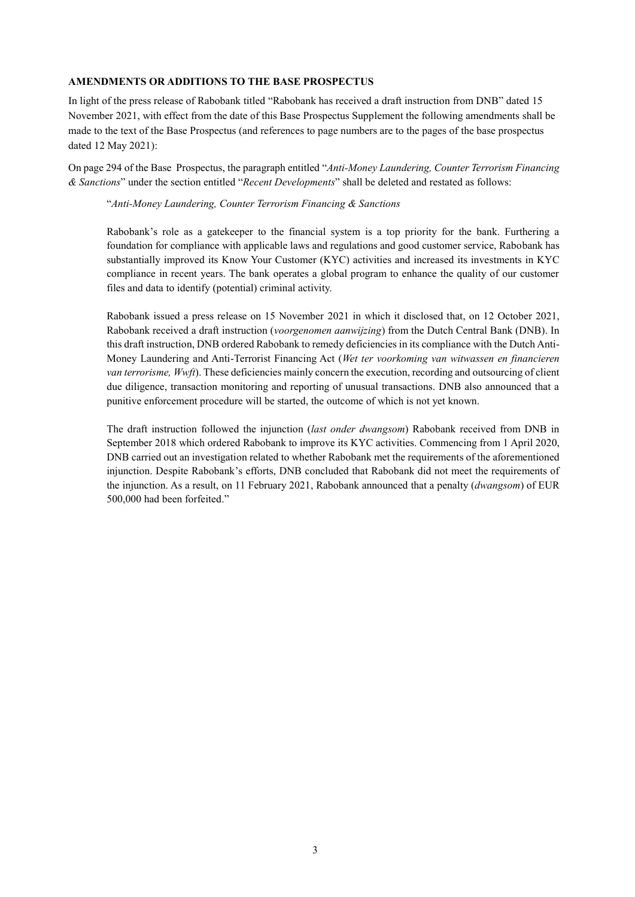**AMENDMENTS OR ADDITIONS TO THE BASE PROSPECTUS**

In light of the press release of Rabobank titled "Rabobank has received a draft instruction from DNB" dated 15 November 2021, with effect from the date of this Base Prospectus Supplement the following amendments shall be made to the text of the Base Prospectus (and references to page numbers are to the pages of the base prospectus dated 12 May 2021):

On page 294 of the Base Prospectus, the paragraph entitled "*Anti-Money Laundering, Counter Terrorism Financing & Sanctions*" under the section entitled "*Recent Developments*" shall be deleted and restated as follows:

> "*Anti-Money Laundering, Counter Terrorism Financing & Sanctions*
>
> Rabobank's role as a gatekeeper to the financial system is a top priority for the bank. Furthering a foundation for compliance with applicable laws and regulations and good customer service, Rabobank has substantially improved its Know Your Customer (KYC) activities and increased its investments in KYC compliance in recent years. The bank operates a global program to enhance the quality of our customer files and data to identify (potential) criminal activity.
>
> Rabobank issued a press release on 15 November 2021 in which it disclosed that, on 12 October 2021, Rabobank received a draft instruction (*voorgenomen aanwijzing*) from the Dutch Central Bank (DNB). In this draft instruction, DNB ordered Rabobank to remedy deficiencies in its compliance with the Dutch Anti-Money Laundering and Anti-Terrorist Financing Act (*Wet ter voorkoming van witwassen en financieren van terrorisme, Wwft*). These deficiencies mainly concern the execution, recording and outsourcing of client due diligence, transaction monitoring and reporting of unusual transactions. DNB also announced that a punitive enforcement procedure will be started, the outcome of which is not yet known.
>
> The draft instruction followed the injunction (*last onder dwangsom*) Rabobank received from DNB in September 2018 which ordered Rabobank to improve its KYC activities. Commencing from 1 April 2020, DNB carried out an investigation related to whether Rabobank met the requirements of the aforementioned injunction. Despite Rabobank's efforts, DNB concluded that Rabobank did not meet the requirements of the injunction. As a result, on 11 February 2021, Rabobank announced that a penalty (*dwangsom*) of EUR 500,000 had been forfeited."